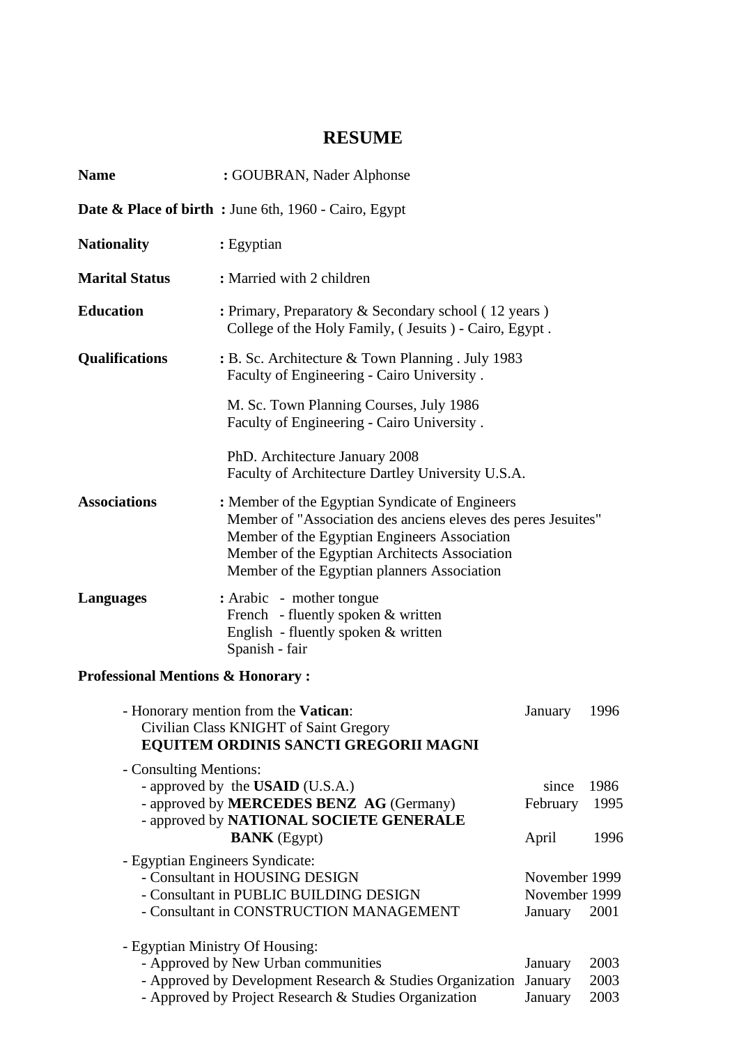# RESUME

**Name** : GOUBRAN, Nader Alphonse

**Date & Place of birth** : June 6th, 1960 - Cairo, Egypt

**Nationality** : Egyptian

**Marital Status** : Married with 2 children

**Education** : Primary, Preparatory & Secondary school ( 12 years )
College of the Holy Family, ( Jesuits ) - Cairo, Egypt .

**Qualifications** : B. Sc. Architecture & Town Planning . July 1983
Faculty of Engineering - Cairo University .

M. Sc. Town Planning Courses, July 1986
Faculty of Engineering - Cairo University .

PhD. Architecture January 2008
Faculty of Architecture Dartley University U.S.A.

**Associations** : Member of the Egyptian Syndicate of Engineers
Member of "Association des anciens eleves des peres Jesuites"
Member of the Egyptian Engineers Association
Member of the Egyptian Architects Association
Member of the Egyptian planners Association

**Languages** : Arabic - mother tongue
French - fluently spoken & written
English - fluently spoken & written
Spanish - fair

**Professional Mentions & Honorary :**

- Honorary mention from the **Vatican**: — January 1996
  Civilian Class KNIGHT of Saint Gregory
  **EQUITEM ORDINIS SANCTI GREGORII MAGNI**

- Consulting Mentions:
  - approved by the **USAID** (U.S.A.) — since 1986
  - approved by **MERCEDES BENZ AG** (Germany) — February 1995
  - approved by **NATIONAL SOCIETE GENERALE BANK** (Egypt) — April 1996

- Egyptian Engineers Syndicate:
  - Consultant in HOUSING DESIGN — November 1999
  - Consultant in PUBLIC BUILDING DESIGN — November 1999
  - Consultant in CONSTRUCTION MANAGEMENT — January 2001

- Egyptian Ministry Of Housing:
  - Approved by New Urban communities — January 2003
  - Approved by Development Research & Studies Organization — January 2003
  - Approved by Project Research & Studies Organization — January 2003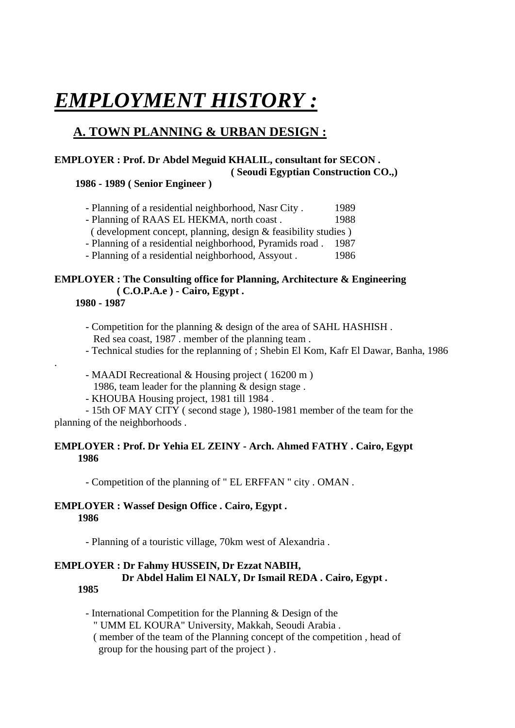# ***EMPLOYMENT HISTORY :***

## A. TOWN PLANNING & URBAN DESIGN :

**EMPLOYER : Prof. Dr Abdel Meguid KHALIL, consultant for SECON .**
**( Seoudi Egyptian Construction CO.,)**

**1986 - 1989 ( Senior Engineer )**

- Planning of a residential neighborhood, Nasr City . 1989
- Planning of RAAS EL HEKMA, north coast . 1988
  ( development concept, planning, design & feasibility studies )
- Planning of a residential neighborhood, Pyramids road . 1987
- Planning of a residential neighborhood, Assyout . 1986

**EMPLOYER : The Consulting office for Planning, Architecture & Engineering**
**( C.O.P.A.e ) - Cairo, Egypt .**

**1980 - 1987**

- Competition for the planning & design of the area of SAHL HASHISH .
  Red sea coast, 1987 . member of the planning team .
- Technical studies for the replanning of ; Shebin El Kom, Kafr El Dawar, Banha, 1986 .
- MAADI Recreational & Housing project ( 16200 m )
  1986, team leader for the planning & design stage .
- KHOUBA Housing project, 1981 till 1984 .
- 15th OF MAY CITY ( second stage ), 1980-1981 member of the team for the planning of the neighborhoods .

**EMPLOYER : Prof. Dr Yehia EL ZEINY - Arch. Ahmed FATHY . Cairo, Egypt**

**1986**

- Competition of the planning of " EL ERFFAN " city . OMAN .

**EMPLOYER : Wassef Design Office . Cairo, Egypt .**

**1986**

- Planning of a touristic village, 70km west of Alexandria .

**EMPLOYER : Dr Fahmy HUSSEIN, Dr Ezzat NABIH,**
**Dr Abdel Halim El NALY, Dr Ismail REDA . Cairo, Egypt .**

**1985**

- International Competition for the Planning & Design of the
  " UMM EL KOURA" University, Makkah, Seoudi Arabia .
  ( member of the team of the Planning concept of the competition , head of group for the housing part of the project ) .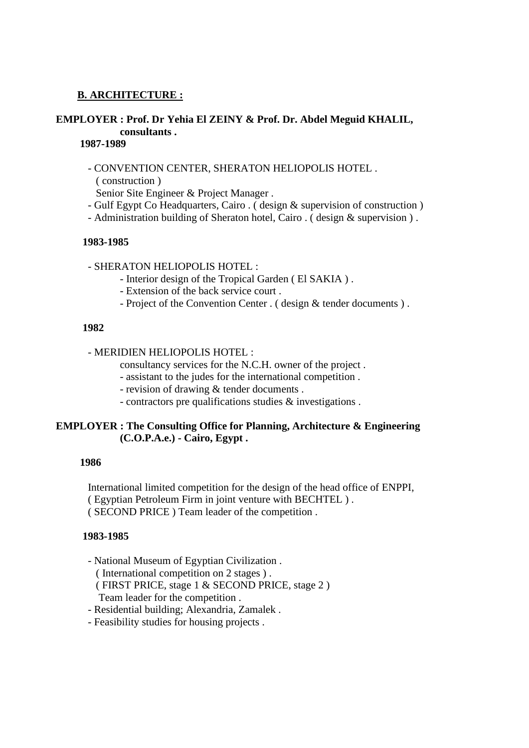## B. ARCHITECTURE :

**EMPLOYER : Prof. Dr Yehia El ZEINY & Prof. Dr. Abdel Meguid KHALIL, consultants .**

**1987-1989**

- CONVENTION CENTER, SHERATON HELIOPOLIS HOTEL .
  ( construction )
  Senior Site Engineer & Project Manager .
- Gulf Egypt Co Headquarters, Cairo . ( design & supervision of construction )
- Administration building of Sheraton hotel, Cairo . ( design & supervision ) .

**1983-1985**

- SHERATON HELIOPOLIS HOTEL :
  - Interior design of the Tropical Garden ( El SAKIA ) .
  - Extension of the back service court .
  - Project of the Convention Center . ( design & tender documents ) .

**1982**

- MERIDIEN HELIOPOLIS HOTEL :
  consultancy services for the N.C.H. owner of the project .
  - assistant to the judes for the international competition .
  - revision of drawing & tender documents .
  - contractors pre qualifications studies & investigations .

**EMPLOYER : The Consulting Office for Planning, Architecture & Engineering (C.O.P.A.e.) - Cairo, Egypt .**

**1986**

International limited competition for the design of the head office of ENPPI,
( Egyptian Petroleum Firm in joint venture with BECHTEL ) .
( SECOND PRICE ) Team leader of the competition .

**1983-1985**

- National Museum of Egyptian Civilization .
  ( International competition on 2 stages ) .
  ( FIRST PRICE, stage 1 & SECOND PRICE, stage 2 )
  Team leader for the competition .
- Residential building; Alexandria, Zamalek .
- Feasibility studies for housing projects .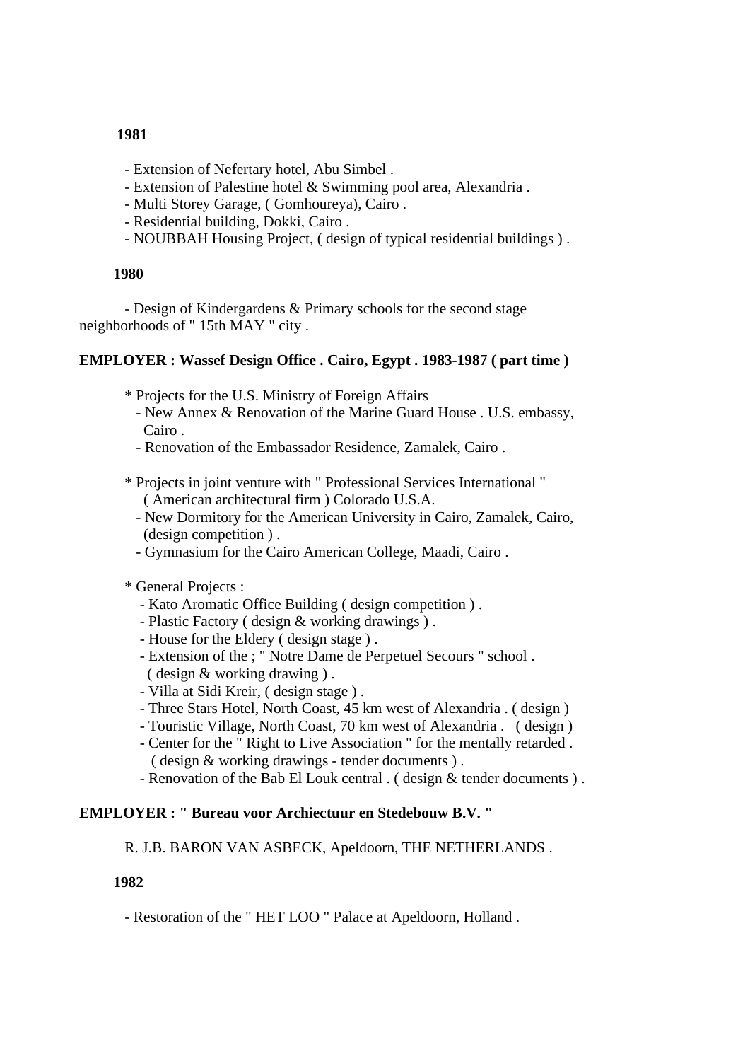**1981**

- Extension of Nefertary hotel, Abu Simbel .
- Extension of Palestine hotel & Swimming pool area, Alexandria .
- Multi Storey Garage, ( Gomhoureya), Cairo .
- Residential building, Dokki, Cairo .
- NOUBBAH Housing Project, ( design of typical residential buildings ) .

**1980**

- Design of Kindergardens & Primary schools for the second stage neighborhoods of " 15th MAY " city .

**EMPLOYER : Wassef Design Office . Cairo, Egypt . 1983-1987 ( part time )**

* Projects for the U.S. Ministry of Foreign Affairs
  - New Annex & Renovation of the Marine Guard House . U.S. embassy, Cairo .
  - Renovation of the Embassador Residence, Zamalek, Cairo .

* Projects in joint venture with " Professional Services International " ( American architectural firm ) Colorado U.S.A.
  - New Dormitory for the American University in Cairo, Zamalek, Cairo, (design competition ) .
  - Gymnasium for the Cairo American College, Maadi, Cairo .

* General Projects :
  - Kato Aromatic Office Building ( design competition ) .
  - Plastic Factory ( design & working drawings ) .
  - House for the Eldery ( design stage ) .
  - Extension of the ; " Notre Dame de Perpetuel Secours " school . ( design & working drawing ) .
  - Villa at Sidi Kreir, ( design stage ) .
  - Three Stars Hotel, North Coast, 45 km west of Alexandria . ( design )
  - Touristic Village, North Coast, 70 km west of Alexandria . ( design )
  - Center for the " Right to Live Association " for the mentally retarded . ( design & working drawings - tender documents ) .
  - Renovation of the Bab El Louk central . ( design & tender documents ) .

**EMPLOYER : " Bureau voor Archiectuur en Stedebouw B.V. "**

R. J.B. BARON VAN ASBECK, Apeldoorn, THE NETHERLANDS .

**1982**

- Restoration of the " HET LOO " Palace at Apeldoorn, Holland .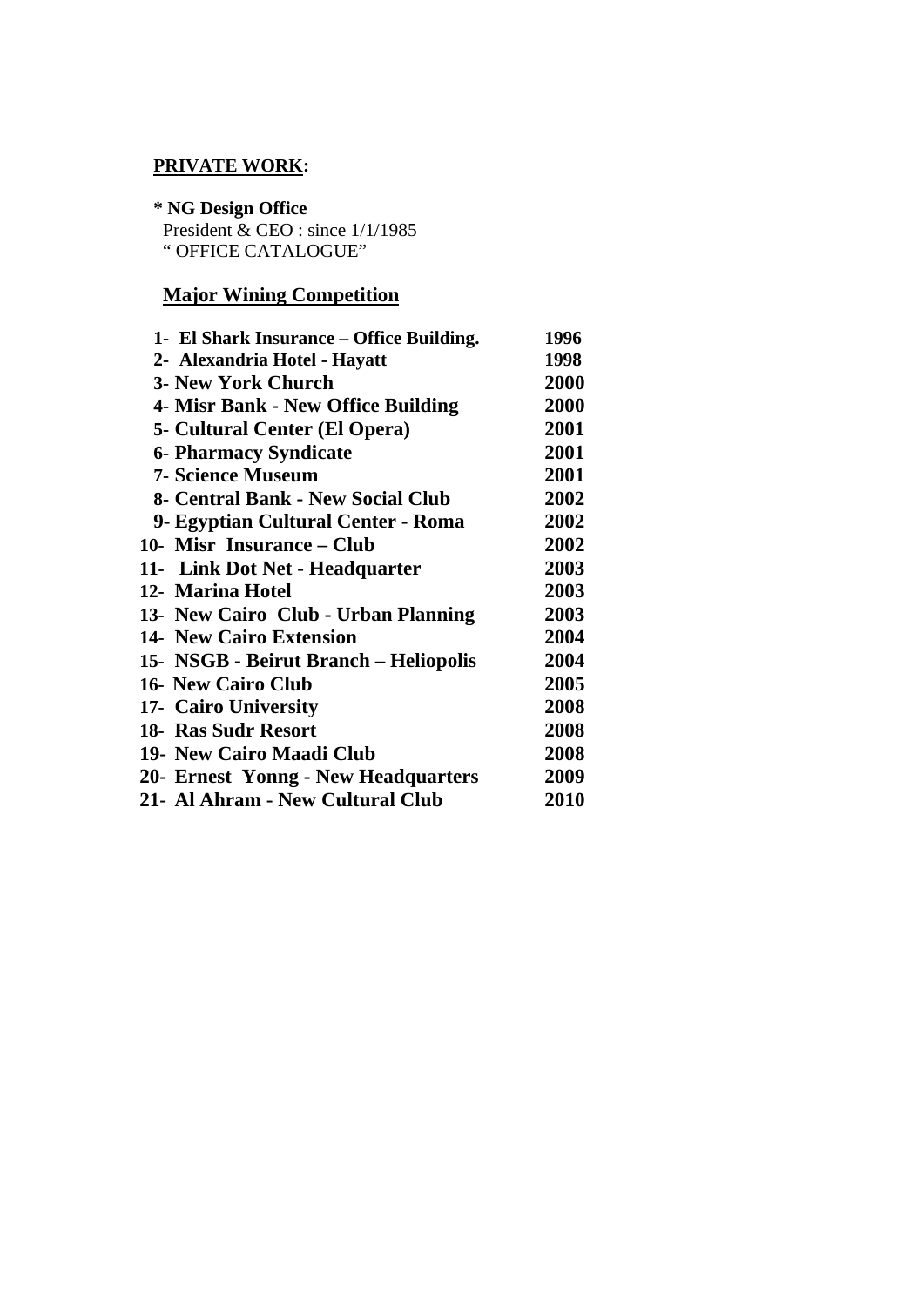**PRIVATE WORK:**

**\* NG Design Office**
President & CEO : since 1/1/1985
" OFFICE CATALOGUE"

## Major Wining Competition

| | |
|---|---|
| **1- El Shark Insurance – Office Building.** | **1996** |
| **2- Alexandria Hotel - Hayatt** | **1998** |
| **3- New York Church** | **2000** |
| **4- Misr Bank - New Office Building** | **2000** |
| **5- Cultural Center (El Opera)** | **2001** |
| **6- Pharmacy Syndicate** | **2001** |
| **7- Science Museum** | **2001** |
| **8- Central Bank - New Social Club** | **2002** |
| **9- Egyptian Cultural Center - Roma** | **2002** |
| **10- Misr Insurance – Club** | **2002** |
| **11- Link Dot Net - Headquarter** | **2003** |
| **12- Marina Hotel** | **2003** |
| **13- New Cairo Club - Urban Planning** | **2003** |
| **14- New Cairo Extension** | **2004** |
| **15- NSGB - Beirut Branch – Heliopolis** | **2004** |
| **16- New Cairo Club** | **2005** |
| **17- Cairo University** | **2008** |
| **18- Ras Sudr Resort** | **2008** |
| **19- New Cairo Maadi Club** | **2008** |
| **20- Ernest Yonng - New Headquarters** | **2009** |
| **21- Al Ahram - New Cultural Club** | **2010** |